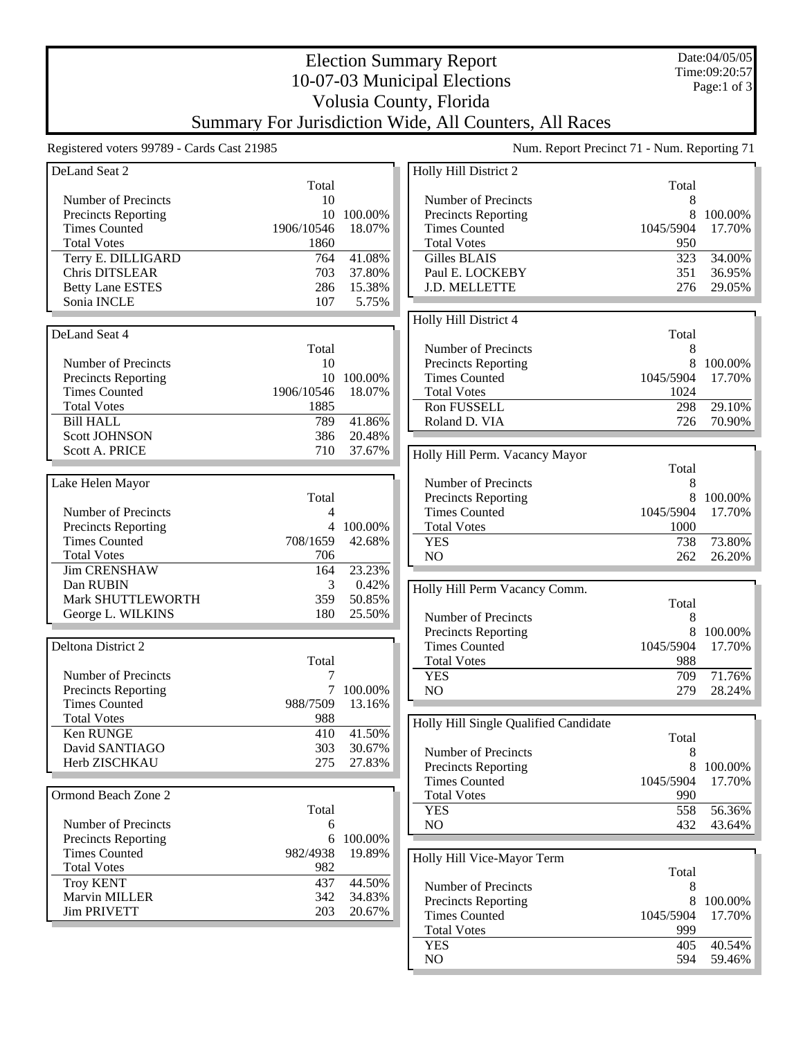# Election Summary Report

## 10-07-03 Municipal Elections
## Volusia County, Florida
## Summary For Jurisdiction Wide, All Counters, All Races

Date:04/05/05
Time:09:20:57

Registered voters 99789 - Cards Cast 21985

Num. Report Precinct 71 - Num. Reporting 71

### DeLand Seat 2

| | Total | |
|---|---|---|
| Number of Precincts | 10 | |
| Precincts Reporting | 10 | 100.00% |
| Times Counted | 1906/10546 | 18.07% |
| Total Votes | 1860 | |
| Terry E. DILLIGARD | 764 | 41.08% |
| Chris DITSLEAR | 703 | 37.80% |
| Betty Lane ESTES | 286 | 15.38% |
| Sonia INCLE | 107 | 5.75% |

### DeLand Seat 4

| | Total | |
|---|---|---|
| Number of Precincts | 10 | |
| Precincts Reporting | 10 | 100.00% |
| Times Counted | 1906/10546 | 18.07% |
| Total Votes | 1885 | |
| Bill HALL | 789 | 41.86% |
| Scott JOHNSON | 386 | 20.48% |
| Scott A. PRICE | 710 | 37.67% |

### Lake Helen Mayor

| | Total | |
|---|---|---|
| Number of Precincts | 4 | |
| Precincts Reporting | 4 | 100.00% |
| Times Counted | 708/1659 | 42.68% |
| Total Votes | 706 | |
| Jim CRENSHAW | 164 | 23.23% |
| Dan RUBIN | 3 | 0.42% |
| Mark SHUTTLEWORTH | 359 | 50.85% |
| George L. WILKINS | 180 | 25.50% |

### Deltona District 2

| | Total | |
|---|---|---|
| Number of Precincts | 7 | |
| Precincts Reporting | 7 | 100.00% |
| Times Counted | 988/7509 | 13.16% |
| Total Votes | 988 | |
| Ken RUNGE | 410 | 41.50% |
| David SANTIAGO | 303 | 30.67% |
| Herb ZISCHKAU | 275 | 27.83% |

### Ormond Beach Zone 2

| | Total | |
|---|---|---|
| Number of Precincts | 6 | |
| Precincts Reporting | 6 | 100.00% |
| Times Counted | 982/4938 | 19.89% |
| Total Votes | 982 | |
| Troy KENT | 437 | 44.50% |
| Marvin MILLER | 342 | 34.83% |
| Jim PRIVETT | 203 | 20.67% |

### Holly Hill District 2

| | Total | |
|---|---|---|
| Number of Precincts | 8 | |
| Precincts Reporting | 8 | 100.00% |
| Times Counted | 1045/5904 | 17.70% |
| Total Votes | 950 | |
| Gilles BLAIS | 323 | 34.00% |
| Paul E. LOCKEBY | 351 | 36.95% |
| J.D. MELLETTE | 276 | 29.05% |

### Holly Hill District 4

| | Total | |
|---|---|---|
| Number of Precincts | 8 | |
| Precincts Reporting | 8 | 100.00% |
| Times Counted | 1045/5904 | 17.70% |
| Total Votes | 1024 | |
| Ron FUSSELL | 298 | 29.10% |
| Roland D. VIA | 726 | 70.90% |

### Holly Hill Perm. Vacancy Mayor

| | Total | |
|---|---|---|
| Number of Precincts | 8 | |
| Precincts Reporting | 8 | 100.00% |
| Times Counted | 1045/5904 | 17.70% |
| Total Votes | 1000 | |
| YES | 738 | 73.80% |
| NO | 262 | 26.20% |

### Holly Hill Perm Vacancy Comm.

| | Total | |
|---|---|---|
| Number of Precincts | 8 | |
| Precincts Reporting | 8 | 100.00% |
| Times Counted | 1045/5904 | 17.70% |
| Total Votes | 988 | |
| YES | 709 | 71.76% |
| NO | 279 | 28.24% |

### Holly Hill Single Qualified Candidate

| | Total | |
|---|---|---|
| Number of Precincts | 8 | |
| Precincts Reporting | 8 | 100.00% |
| Times Counted | 1045/5904 | 17.70% |
| Total Votes | 990 | |
| YES | 558 | 56.36% |
| NO | 432 | 43.64% |

### Holly Hill Vice-Mayor Term

| | Total | |
|---|---|---|
| Number of Precincts | 8 | |
| Precincts Reporting | 8 | 100.00% |
| Times Counted | 1045/5904 | 17.70% |
| Total Votes | 999 | |
| YES | 405 | 40.54% |
| NO | 594 | 59.46% |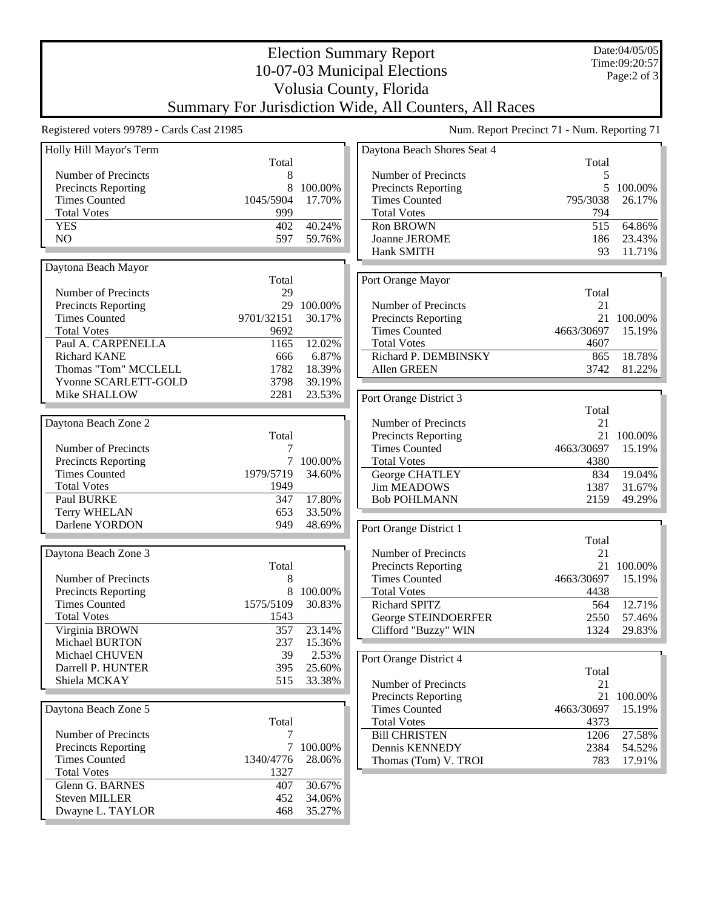# Election Summary Report
## 10-07-03 Municipal Elections
## Volusia County, Florida
## Summary For Jurisdiction Wide, All Counters, All Races

Registered voters 99789 - Cards Cast 21985

Num. Report Precinct 71 - Num. Reporting 71

### Holly Hill Mayor's Term

| | Total | |
|---|---|---|
| Number of Precincts | 8 | |
| Precincts Reporting | 8 | 100.00% |
| Times Counted | 1045/5904 | 17.70% |
| Total Votes | 999 | |
| YES | 402 | 40.24% |
| NO | 597 | 59.76% |

### Daytona Beach Mayor

| | Total | |
|---|---|---|
| Number of Precincts | 29 | |
| Precincts Reporting | 29 | 100.00% |
| Times Counted | 9701/32151 | 30.17% |
| Total Votes | 9692 | |
| Paul A. CARPENELLA | 1165 | 12.02% |
| Richard KANE | 666 | 6.87% |
| Thomas "Tom" MCCLELL | 1782 | 18.39% |
| Yvonne SCARLETT-GOLD | 3798 | 39.19% |
| Mike SHALLOW | 2281 | 23.53% |

### Daytona Beach Zone 2

| | Total | |
|---|---|---|
| Number of Precincts | 7 | |
| Precincts Reporting | 7 | 100.00% |
| Times Counted | 1979/5719 | 34.60% |
| Total Votes | 1949 | |
| Paul BURKE | 347 | 17.80% |
| Terry WHELAN | 653 | 33.50% |
| Darlene YORDON | 949 | 48.69% |

### Daytona Beach Zone 3

| | Total | |
|---|---|---|
| Number of Precincts | 8 | |
| Precincts Reporting | 8 | 100.00% |
| Times Counted | 1575/5109 | 30.83% |
| Total Votes | 1543 | |
| Virginia BROWN | 357 | 23.14% |
| Michael BURTON | 237 | 15.36% |
| Michael CHUVEN | 39 | 2.53% |
| Darrell P. HUNTER | 395 | 25.60% |
| Shiela MCKAY | 515 | 33.38% |

### Daytona Beach Zone 5

| | Total | |
|---|---|---|
| Number of Precincts | 7 | |
| Precincts Reporting | 7 | 100.00% |
| Times Counted | 1340/4776 | 28.06% |
| Total Votes | 1327 | |
| Glenn G. BARNES | 407 | 30.67% |
| Steven MILLER | 452 | 34.06% |
| Dwayne L. TAYLOR | 468 | 35.27% |

### Daytona Beach Shores Seat 4

| | Total | |
|---|---|---|
| Number of Precincts | 5 | |
| Precincts Reporting | 5 | 100.00% |
| Times Counted | 795/3038 | 26.17% |
| Total Votes | 794 | |
| Ron BROWN | 515 | 64.86% |
| Joanne JEROME | 186 | 23.43% |
| Hank SMITH | 93 | 11.71% |

### Port Orange Mayor

| | Total | |
|---|---|---|
| Number of Precincts | 21 | |
| Precincts Reporting | 21 | 100.00% |
| Times Counted | 4663/30697 | 15.19% |
| Total Votes | 4607 | |
| Richard P. DEMBINSKY | 865 | 18.78% |
| Allen GREEN | 3742 | 81.22% |

### Port Orange District 3

| | Total | |
|---|---|---|
| Number of Precincts | 21 | |
| Precincts Reporting | 21 | 100.00% |
| Times Counted | 4663/30697 | 15.19% |
| Total Votes | 4380 | |
| George CHATLEY | 834 | 19.04% |
| Jim MEADOWS | 1387 | 31.67% |
| Bob POHLMANN | 2159 | 49.29% |

### Port Orange District 1

| | Total | |
|---|---|---|
| Number of Precincts | 21 | |
| Precincts Reporting | 21 | 100.00% |
| Times Counted | 4663/30697 | 15.19% |
| Total Votes | 4438 | |
| Richard SPITZ | 564 | 12.71% |
| George STEINDOERFER | 2550 | 57.46% |
| Clifford "Buzzy" WIN | 1324 | 29.83% |

### Port Orange District 4

| | Total | |
|---|---|---|
| Number of Precincts | 21 | |
| Precincts Reporting | 21 | 100.00% |
| Times Counted | 4663/30697 | 15.19% |
| Total Votes | 4373 | |
| Bill CHRISTEN | 1206 | 27.58% |
| Dennis KENNEDY | 2384 | 54.52% |
| Thomas (Tom) V. TROI | 783 | 17.91% |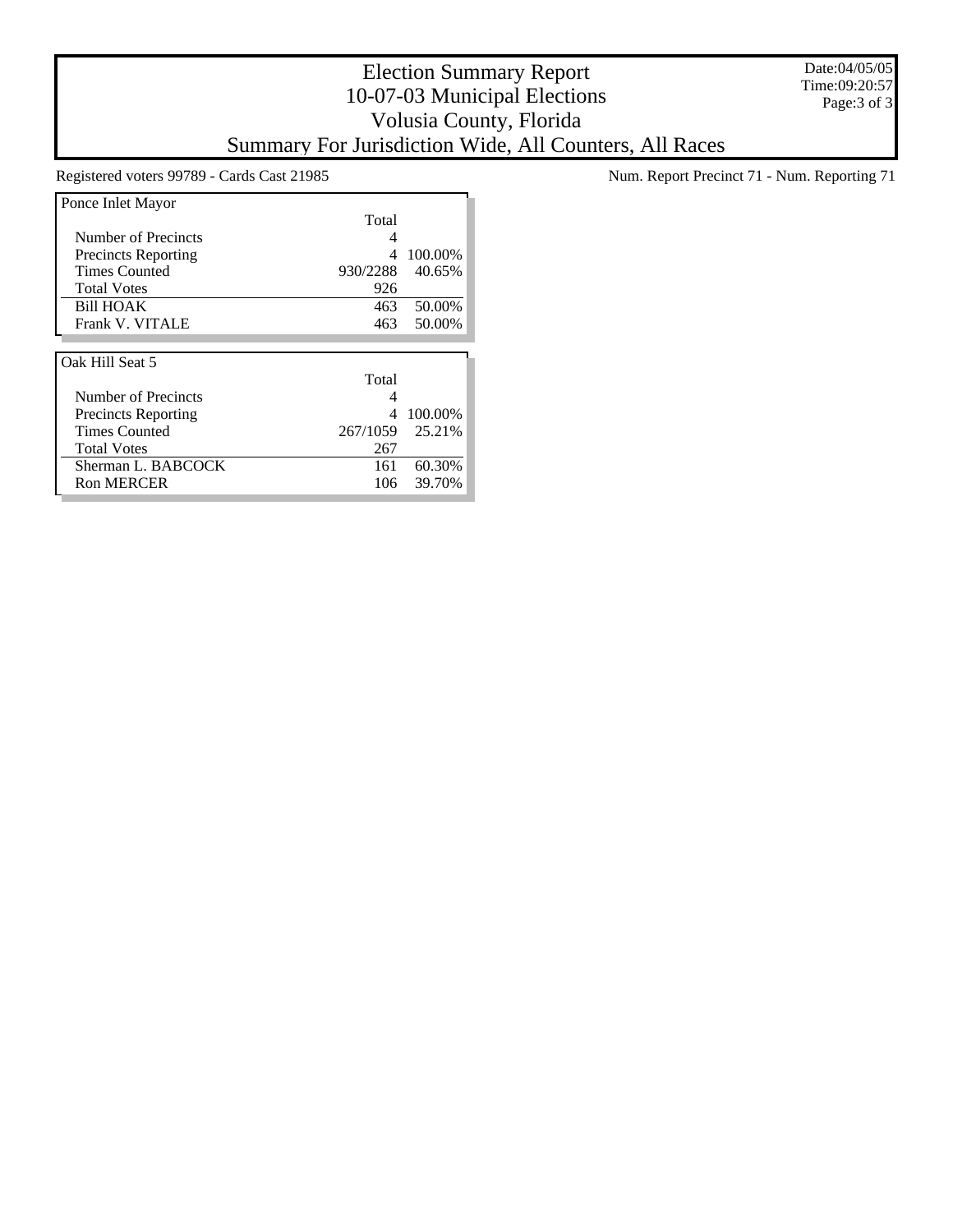# Election Summary Report

## 10-07-03 Municipal Elections

## Volusia County, Florida

## Summary For Jurisdiction Wide, All Counters, All Races

Date:04/05/05
Time:09:20:57

Registered voters 99789 - Cards Cast 21985

Num. Report Precinct 71 - Num. Reporting 71

| Ponce Inlet Mayor | Total | |
|---|---|---|
| Number of Precincts | 4 | |
| Precincts Reporting | 4 | 100.00% |
| Times Counted | 930/2288 | 40.65% |
| Total Votes | 926 | |
| Bill HOAK | 463 | 50.00% |
| Frank V. VITALE | 463 | 50.00% |

| Oak Hill Seat 5 | Total | |
|---|---|---|
| Number of Precincts | 4 | |
| Precincts Reporting | 4 | 100.00% |
| Times Counted | 267/1059 | 25.21% |
| Total Votes | 267 | |
| Sherman L. BABCOCK | 161 | 60.30% |
| Ron MERCER | 106 | 39.70% |